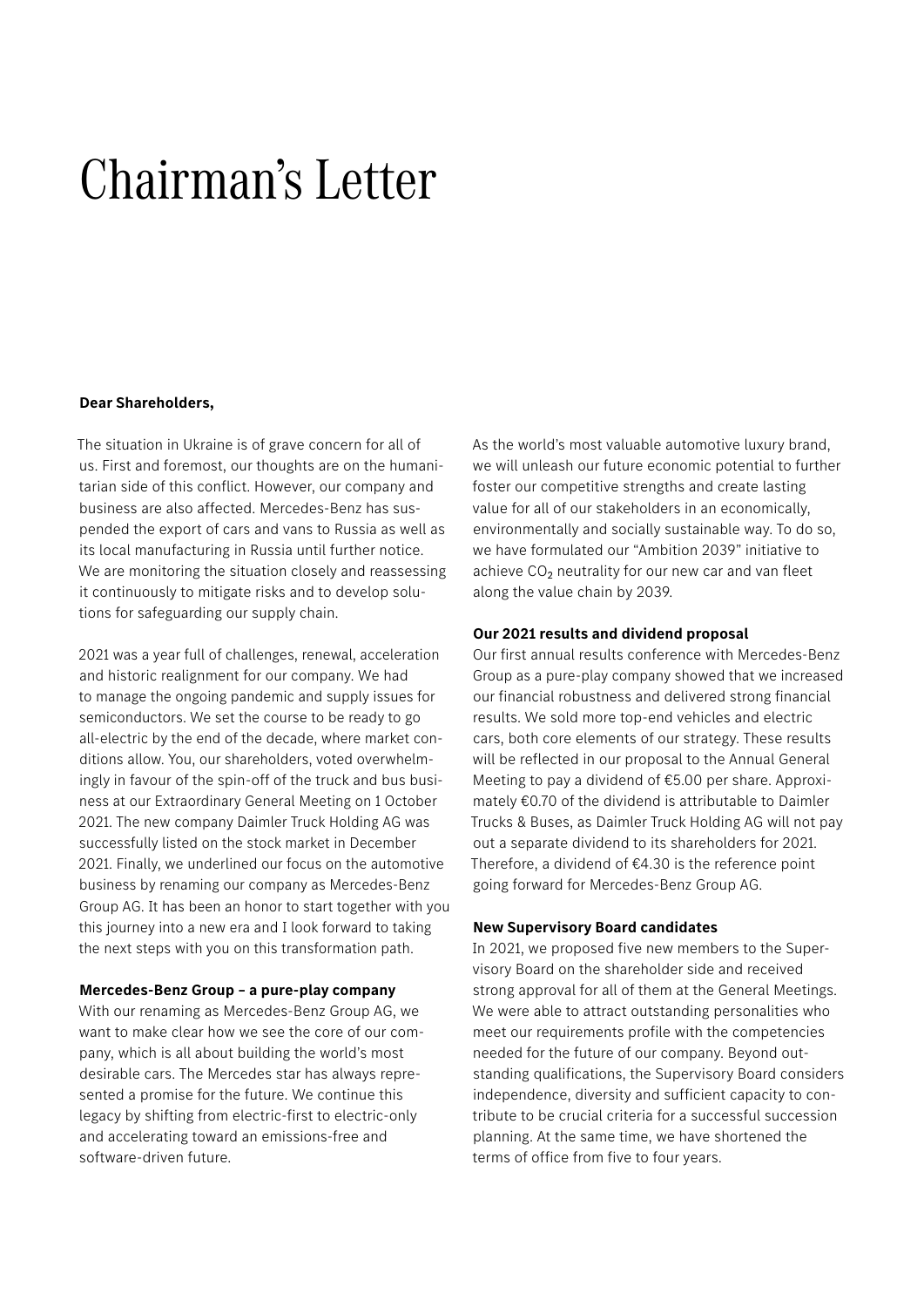# Chairman's Letter

**Dear Shareholders,**

The situation in Ukraine is of grave concern for all of us. First and foremost, our thoughts are on the humanitarian side of this conflict. However, our company and business are also affected. Mercedes-Benz has suspended the export of cars and vans to Russia as well as its local manufacturing in Russia until further notice. We are monitoring the situation closely and reassessing it continuously to mitigate risks and to develop solutions for safeguarding our supply chain.

2021 was a year full of challenges, renewal, acceleration and historic realignment for our company. We had to manage the ongoing pandemic and supply issues for semiconductors. We set the course to be ready to go all-electric by the end of the decade, where market conditions allow. You, our shareholders, voted overwhelmingly in favour of the spin-off of the truck and bus business at our Extraordinary General Meeting on 1 October 2021. The new company Daimler Truck Holding AG was successfully listed on the stock market in December 2021. Finally, we underlined our focus on the automotive business by renaming our company as Mercedes-Benz Group AG. It has been an honor to start together with you this journey into a new era and I look forward to taking the next steps with you on this transformation path.

**Mercedes-Benz Group – a pure-play company**

With our renaming as Mercedes-Benz Group AG, we want to make clear how we see the core of our company, which is all about building the world's most desirable cars. The Mercedes star has always represented a promise for the future. We continue this legacy by shifting from electric-first to electric-only and accelerating toward an emissions-free and software-driven future.

As the world's most valuable automotive luxury brand, we will unleash our future economic potential to further foster our competitive strengths and create lasting value for all of our stakeholders in an economically, environmentally and socially sustainable way. To do so, we have formulated our "Ambition 2039" initiative to achieve $CO_2$ neutrality for our new car and van fleet along the value chain by 2039.

**Our 2021 results and dividend proposal**

Our first annual results conference with Mercedes-Benz Group as a pure-play company showed that we increased our financial robustness and delivered strong financial results. We sold more top-end vehicles and electric cars, both core elements of our strategy. These results will be reflected in our proposal to the Annual General Meeting to pay a dividend of €5.00 per share. Approximately €0.70 of the dividend is attributable to Daimler Trucks & Buses, as Daimler Truck Holding AG will not pay out a separate dividend to its shareholders for 2021. Therefore, a dividend of €4.30 is the reference point going forward for Mercedes-Benz Group AG.

**New Supervisory Board candidates**

In 2021, we proposed five new members to the Supervisory Board on the shareholder side and received strong approval for all of them at the General Meetings. We were able to attract outstanding personalities who meet our requirements profile with the competencies needed for the future of our company. Beyond outstanding qualifications, the Supervisory Board considers independence, diversity and sufficient capacity to contribute to be crucial criteria for a successful succession planning. At the same time, we have shortened the terms of office from five to four years.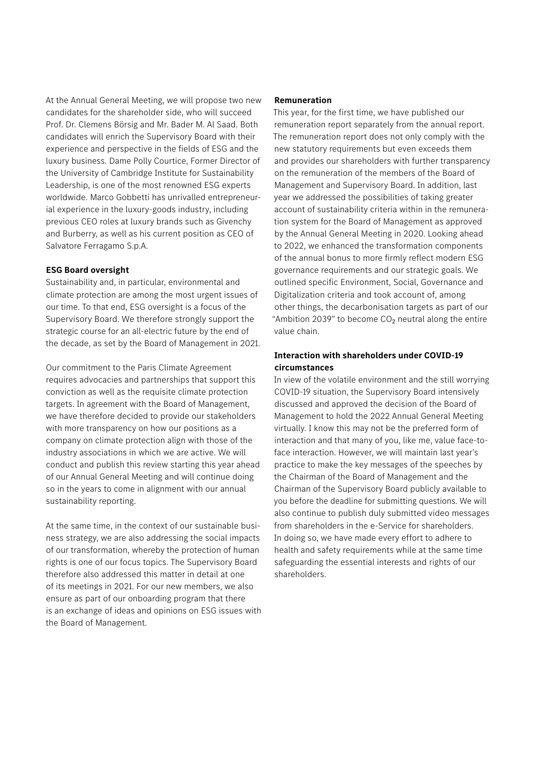At the Annual General Meeting, we will propose two new candidates for the shareholder side, who will succeed Prof. Dr. Clemens Börsig and Mr. Bader M. Al Saad. Both candidates will enrich the Supervisory Board with their experience and perspective in the fields of ESG and the luxury business. Dame Polly Courtice, Former Director of the University of Cambridge Institute for Sustainability Leadership, is one of the most renowned ESG experts worldwide. Marco Gobbetti has unrivalled entrepreneurial experience in the luxury-goods industry, including previous CEO roles at luxury brands such as Givenchy and Burberry, as well as his current position as CEO of Salvatore Ferragamo S.p.A.

**ESG Board oversight**

Sustainability and, in particular, environmental and climate protection are among the most urgent issues of our time. To that end, ESG oversight is a focus of the Supervisory Board. We therefore strongly support the strategic course for an all-electric future by the end of the decade, as set by the Board of Management in 2021.

Our commitment to the Paris Climate Agreement requires advocacies and partnerships that support this conviction as well as the requisite climate protection targets. In agreement with the Board of Management, we have therefore decided to provide our stakeholders with more transparency on how our positions as a company on climate protection align with those of the industry associations in which we are active. We will conduct and publish this review starting this year ahead of our Annual General Meeting and will continue doing so in the years to come in alignment with our annual sustainability reporting.

At the same time, in the context of our sustainable business strategy, we are also addressing the social impacts of our transformation, whereby the protection of human rights is one of our focus topics. The Supervisory Board therefore also addressed this matter in detail at one of its meetings in 2021. For our new members, we also ensure as part of our onboarding program that there is an exchange of ideas and opinions on ESG issues with the Board of Management.

**Remuneration**

This year, for the first time, we have published our remuneration report separately from the annual report. The remuneration report does not only comply with the new statutory requirements but even exceeds them and provides our shareholders with further transparency on the remuneration of the members of the Board of Management and Supervisory Board. In addition, last year we addressed the possibilities of taking greater account of sustainability criteria within in the remuneration system for the Board of Management as approved by the Annual General Meeting in 2020. Looking ahead to 2022, we enhanced the transformation components of the annual bonus to more firmly reflect modern ESG governance requirements and our strategic goals. We outlined specific Environment, Social, Governance and Digitalization criteria and took account of, among other things, the decarbonisation targets as part of our "Ambition 2039" to become $CO_2$ neutral along the entire value chain.

**Interaction with shareholders under COVID-19 circumstances**

In view of the volatile environment and the still worrying COVID-19 situation, the Supervisory Board intensively discussed and approved the decision of the Board of Management to hold the 2022 Annual General Meeting virtually. I know this may not be the preferred form of interaction and that many of you, like me, value face-to-face interaction. However, we will maintain last year's practice to make the key messages of the speeches by the Chairman of the Board of Management and the Chairman of the Supervisory Board publicly available to you before the deadline for submitting questions. We will also continue to publish duly submitted video messages from shareholders in the e-Service for shareholders. In doing so, we have made every effort to adhere to health and safety requirements while at the same time safeguarding the essential interests and rights of our shareholders.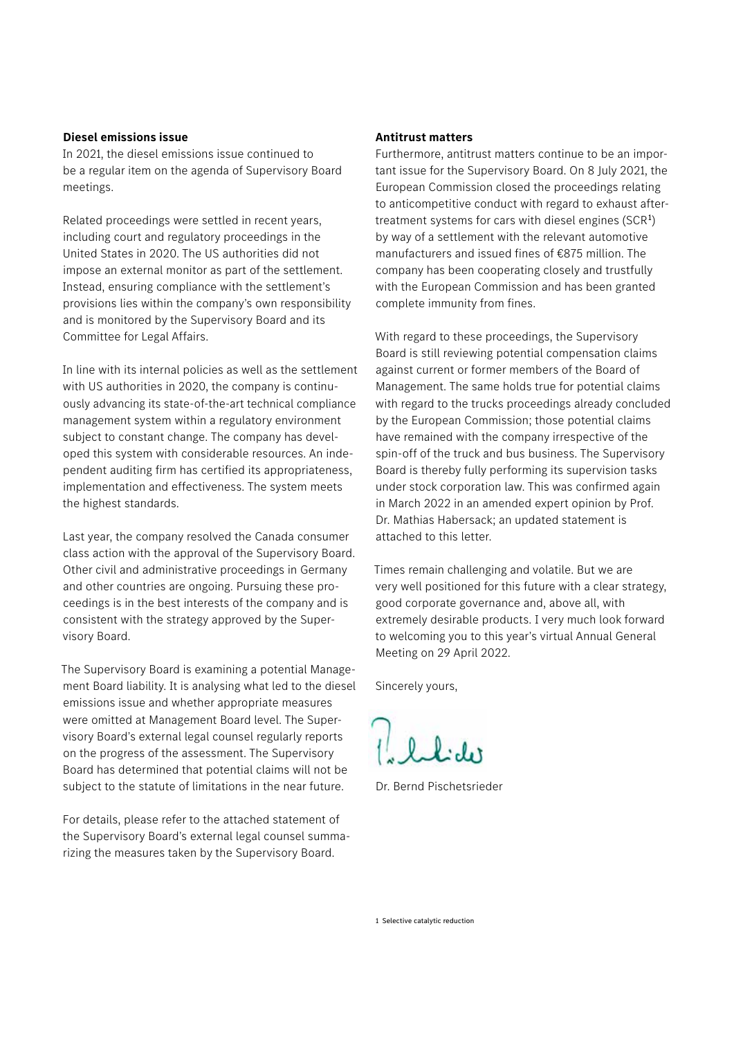**Diesel emissions issue**

In 2021, the diesel emissions issue continued to be a regular item on the agenda of Supervisory Board meetings.

Related proceedings were settled in recent years, including court and regulatory proceedings in the United States in 2020. The US authorities did not impose an external monitor as part of the settlement. Instead, ensuring compliance with the settlement's provisions lies within the company's own responsibility and is monitored by the Supervisory Board and its Committee for Legal Affairs.

In line with its internal policies as well as the settlement with US authorities in 2020, the company is continuously advancing its state-of-the-art technical compliance management system within a regulatory environment subject to constant change. The company has developed this system with considerable resources. An independent auditing firm has certified its appropriateness, implementation and effectiveness. The system meets the highest standards.

Last year, the company resolved the Canada consumer class action with the approval of the Supervisory Board. Other civil and administrative proceedings in Germany and other countries are ongoing. Pursuing these proceedings is in the best interests of the company and is consistent with the strategy approved by the Supervisory Board.

The Supervisory Board is examining a potential Management Board liability. It is analysing what led to the diesel emissions issue and whether appropriate measures were omitted at Management Board level. The Supervisory Board's external legal counsel regularly reports on the progress of the assessment. The Supervisory Board has determined that potential claims will not be subject to the statute of limitations in the near future.

For details, please refer to the attached statement of the Supervisory Board's external legal counsel summarizing the measures taken by the Supervisory Board.

**Antitrust matters**

Furthermore, antitrust matters continue to be an important issue for the Supervisory Board. On 8 July 2021, the European Commission closed the proceedings relating to anticompetitive conduct with regard to exhaust aftertreatment systems for cars with diesel engines (SCR[1]) by way of a settlement with the relevant automotive manufacturers and issued fines of €875 million. The company has been cooperating closely and trustfully with the European Commission and has been granted complete immunity from fines.

With regard to these proceedings, the Supervisory Board is still reviewing potential compensation claims against current or former members of the Board of Management. The same holds true for potential claims with regard to the trucks proceedings already concluded by the European Commission; those potential claims have remained with the company irrespective of the spin-off of the truck and bus business. The Supervisory Board is thereby fully performing its supervision tasks under stock corporation law. This was confirmed again in March 2022 in an amended expert opinion by Prof. Dr. Mathias Habersack; an updated statement is attached to this letter.

Times remain challenging and volatile. But we are very well positioned for this future with a clear strategy, good corporate governance and, above all, with extremely desirable products. I very much look forward to welcoming you to this year's virtual Annual General Meeting on 29 April 2022.

Sincerely yours,

Dr. Bernd Pischetsrieder

1 Selective catalytic reduction